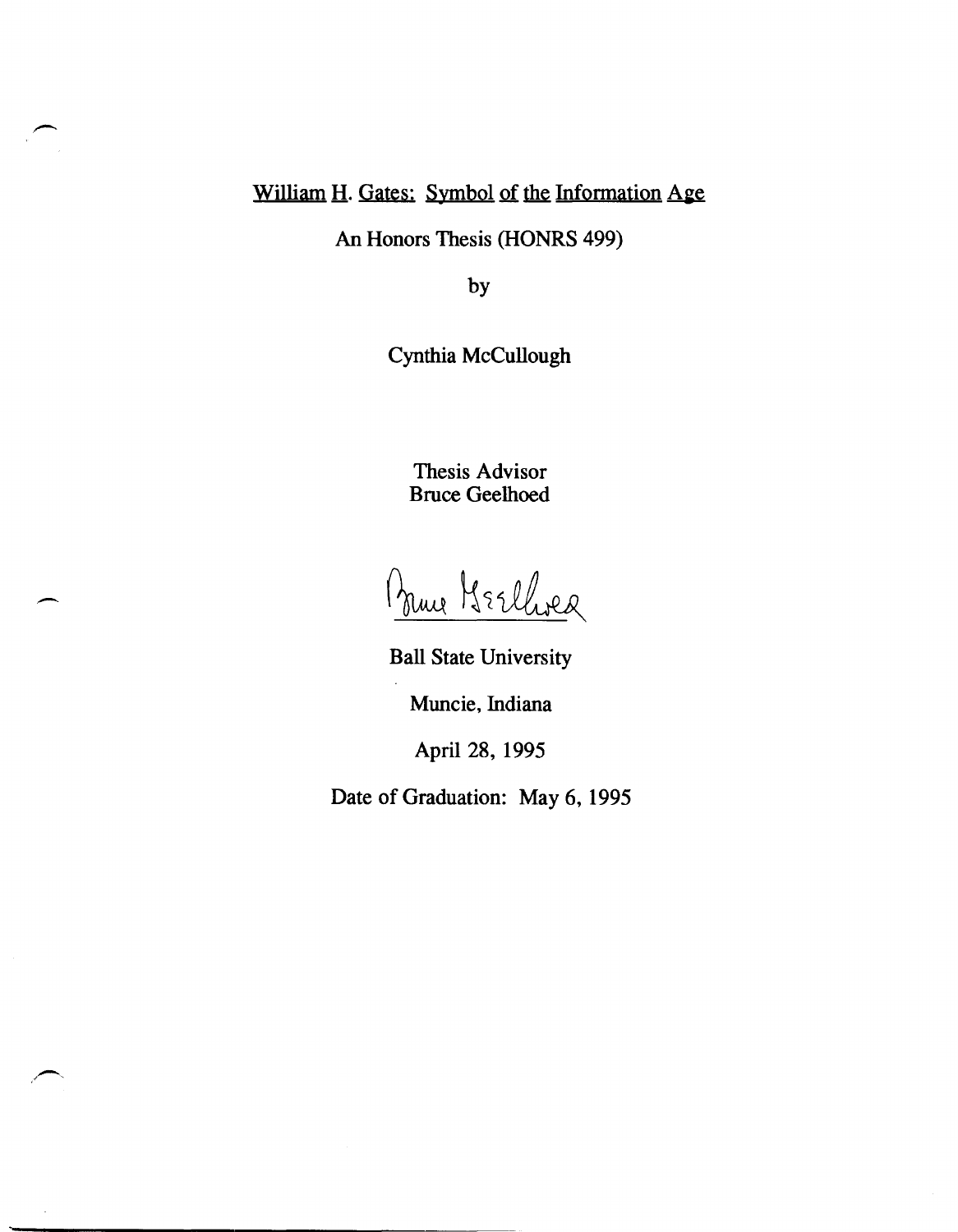# William H. Gates: Symbol of the Information Age

An Honors Thesis (HONRS 499)

by

Cynthia McCullough

Thesis Advisor
Bruce Geelhoed

Ball State University

Muncie, Indiana

April 28, 1995

Date of Graduation: May 6, 1995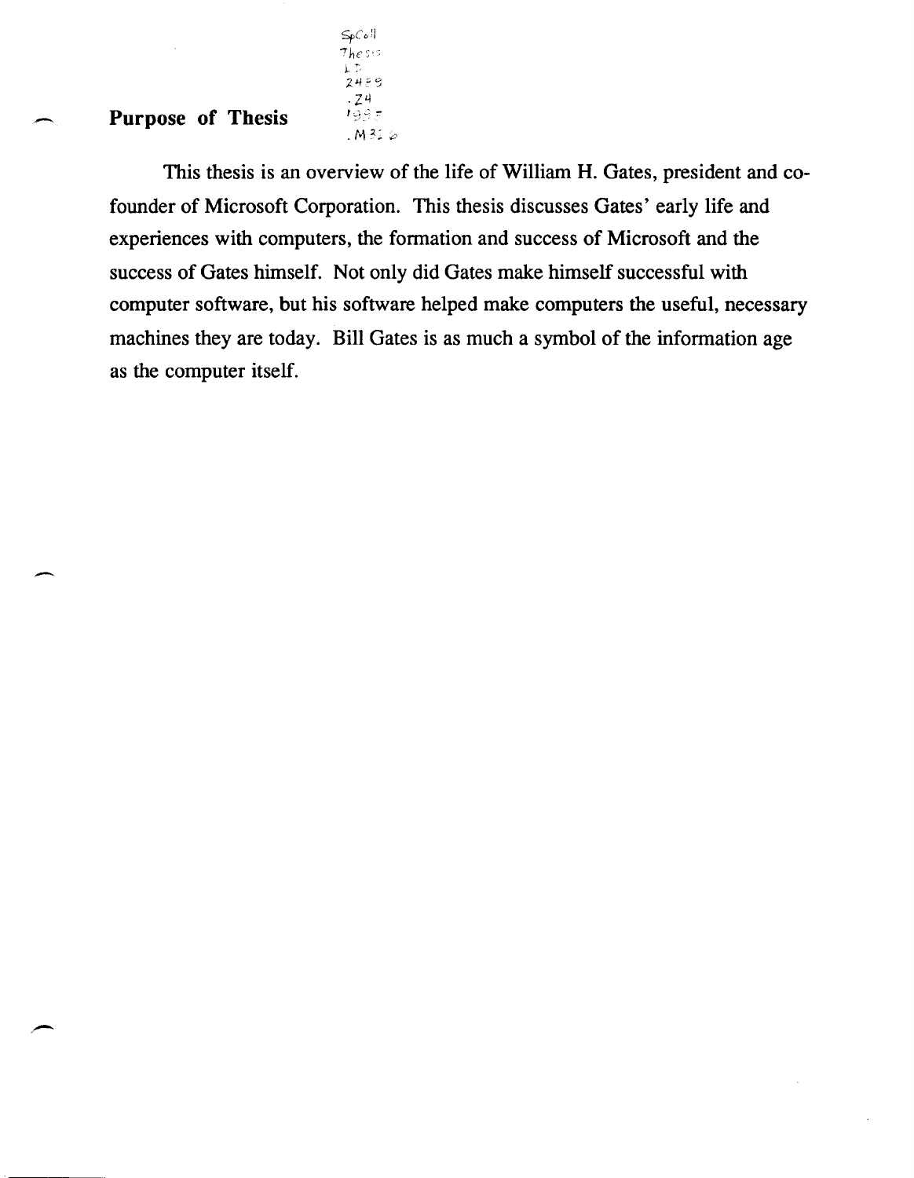## Purpose of Thesis

This thesis is an overview of the life of William H. Gates, president and co-founder of Microsoft Corporation. This thesis discusses Gates' early life and experiences with computers, the formation and success of Microsoft and the success of Gates himself. Not only did Gates make himself successful with computer software, but his software helped make computers the useful, necessary machines they are today. Bill Gates is as much a symbol of the information age as the computer itself.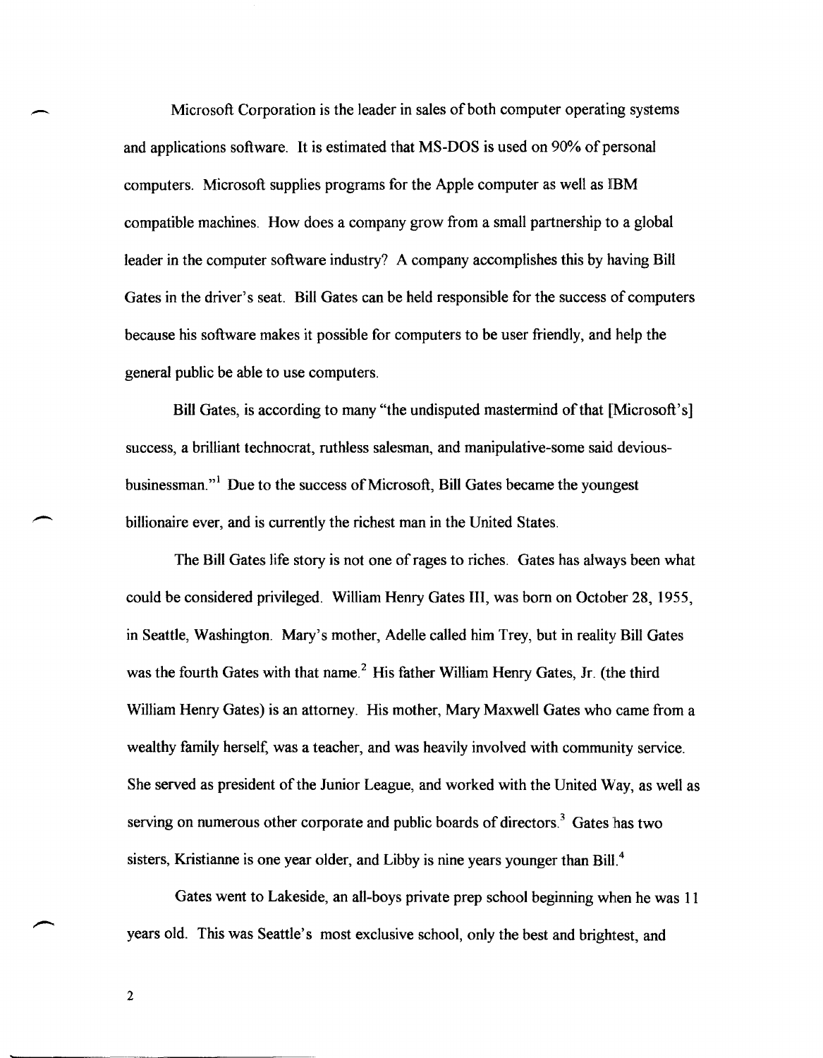Microsoft Corporation is the leader in sales of both computer operating systems and applications software. It is estimated that MS-DOS is used on 90% of personal computers. Microsoft supplies programs for the Apple computer as well as IBM compatible machines. How does a company grow from a small partnership to a global leader in the computer software industry? A company accomplishes this by having Bill Gates in the driver's seat. Bill Gates can be held responsible for the success of computers because his software makes it possible for computers to be user friendly, and help the general public be able to use computers.

Bill Gates, is according to many "the undisputed mastermind of that [Microsoft's] success, a brilliant technocrat, ruthless salesman, and manipulative-some said devious-businessman."[1] Due to the success of Microsoft, Bill Gates became the youngest billionaire ever, and is currently the richest man in the United States.

The Bill Gates life story is not one of rages to riches. Gates has always been what could be considered privileged. William Henry Gates III, was born on October 28, 1955, in Seattle, Washington. Mary's mother, Adelle called him Trey, but in reality Bill Gates was the fourth Gates with that name.[2] His father William Henry Gates, Jr. (the third William Henry Gates) is an attorney. His mother, Mary Maxwell Gates who came from a wealthy family herself, was a teacher, and was heavily involved with community service. She served as president of the Junior League, and worked with the United Way, as well as serving on numerous other corporate and public boards of directors.[3] Gates has two sisters, Kristianne is one year older, and Libby is nine years younger than Bill.[4]

Gates went to Lakeside, an all-boys private prep school beginning when he was 11 years old. This was Seattle's most exclusive school, only the best and brightest, and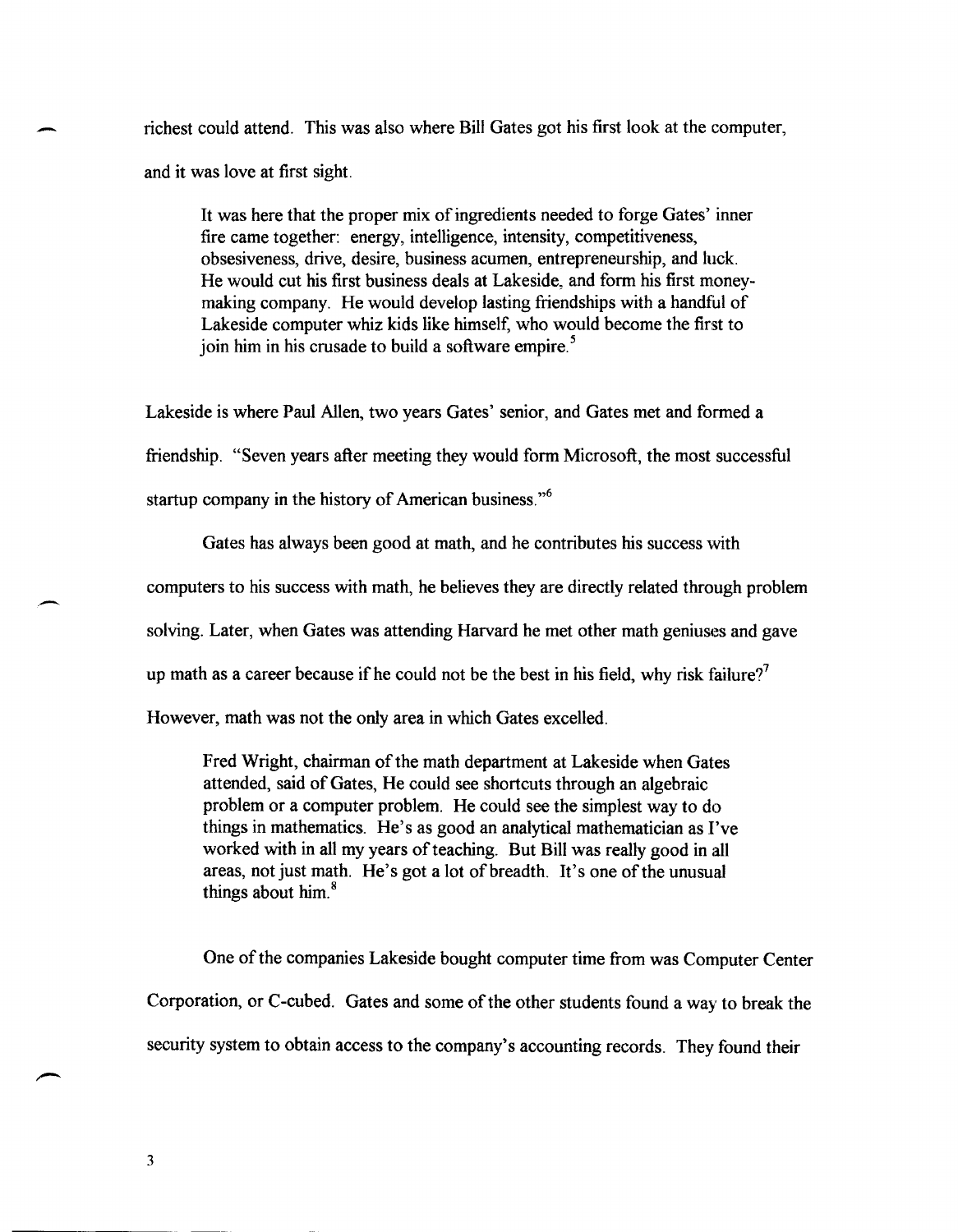richest could attend. This was also where Bill Gates got his first look at the computer, and it was love at first sight.

> It was here that the proper mix of ingredients needed to forge Gates' inner fire came together: energy, intelligence, intensity, competitiveness, obsesiveness, drive, desire, business acumen, entrepreneurship, and luck. He would cut his first business deals at Lakeside, and form his first money-making company. He would develop lasting friendships with a handful of Lakeside computer whiz kids like himself, who would become the first to join him in his crusade to build a software empire.[5]

Lakeside is where Paul Allen, two years Gates' senior, and Gates met and formed a friendship. "Seven years after meeting they would form Microsoft, the most successful startup company in the history of American business."[6]

Gates has always been good at math, and he contributes his success with computers to his success with math, he believes they are directly related through problem solving. Later, when Gates was attending Harvard he met other math geniuses and gave up math as a career because if he could not be the best in his field, why risk failure?[7] However, math was not the only area in which Gates excelled.

> Fred Wright, chairman of the math department at Lakeside when Gates attended, said of Gates, He could see shortcuts through an algebraic problem or a computer problem. He could see the simplest way to do things in mathematics. He's as good an analytical mathematician as I've worked with in all my years of teaching. But Bill was really good in all areas, not just math. He's got a lot of breadth. It's one of the unusual things about him.[8]

One of the companies Lakeside bought computer time from was Computer Center Corporation, or C-cubed. Gates and some of the other students found a way to break the security system to obtain access to the company's accounting records. They found their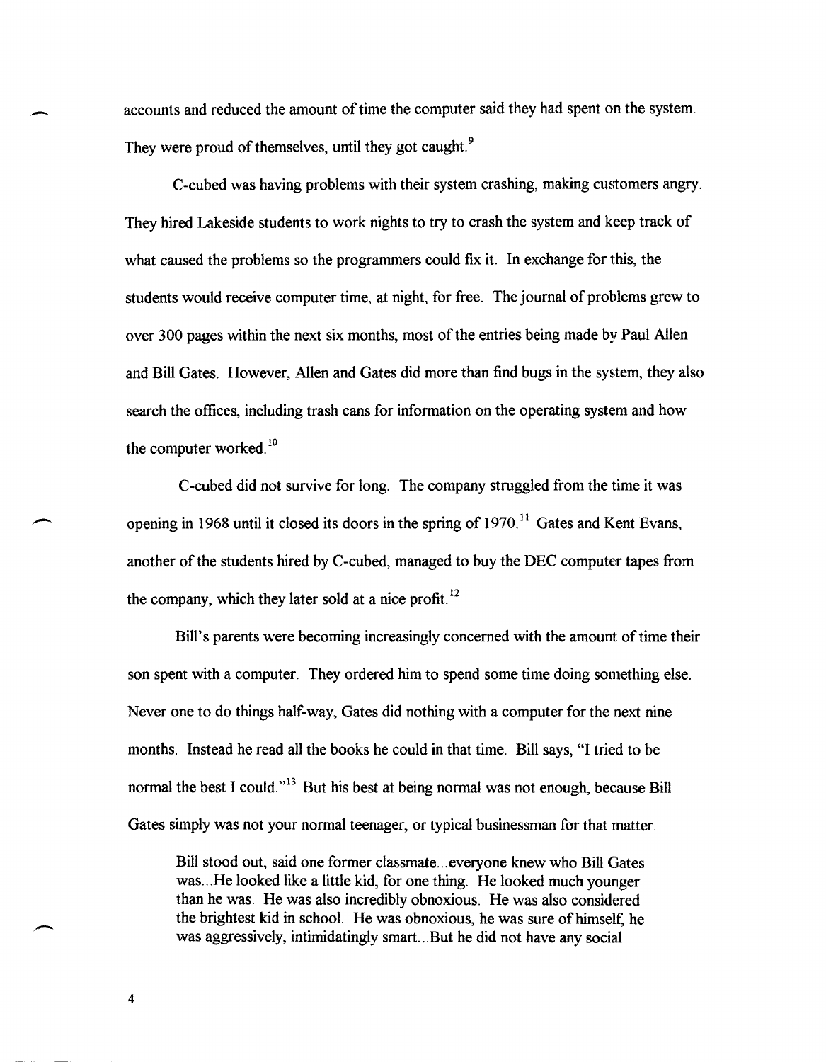accounts and reduced the amount of time the computer said they had spent on the system. They were proud of themselves, until they got caught.[9]

C-cubed was having problems with their system crashing, making customers angry. They hired Lakeside students to work nights to try to crash the system and keep track of what caused the problems so the programmers could fix it. In exchange for this, the students would receive computer time, at night, for free. The journal of problems grew to over 300 pages within the next six months, most of the entries being made by Paul Allen and Bill Gates. However, Allen and Gates did more than find bugs in the system, they also search the offices, including trash cans for information on the operating system and how the computer worked.[10]

C-cubed did not survive for long. The company struggled from the time it was opening in 1968 until it closed its doors in the spring of 1970.[11] Gates and Kent Evans, another of the students hired by C-cubed, managed to buy the DEC computer tapes from the company, which they later sold at a nice profit.[12]

Bill's parents were becoming increasingly concerned with the amount of time their son spent with a computer. They ordered him to spend some time doing something else. Never one to do things half-way, Gates did nothing with a computer for the next nine months. Instead he read all the books he could in that time. Bill says, "I tried to be normal the best I could."[13] But his best at being normal was not enough, because Bill Gates simply was not your normal teenager, or typical businessman for that matter.

> Bill stood out, said one former classmate...everyone knew who Bill Gates was...He looked like a little kid, for one thing. He looked much younger than he was. He was also incredibly obnoxious. He was also considered the brightest kid in school. He was obnoxious, he was sure of himself, he was aggressively, intimidatingly smart...But he did not have any social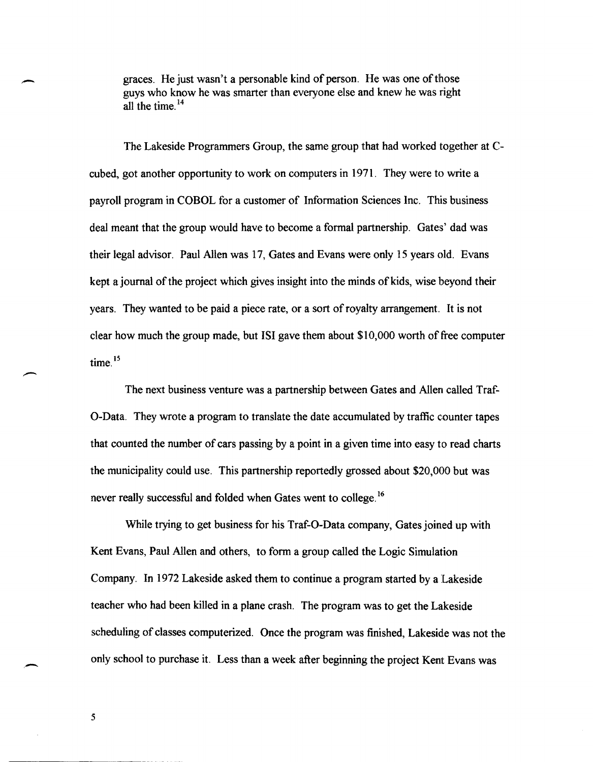> graces. He just wasn't a personable kind of person. He was one of those guys who know he was smarter than everyone else and knew he was right all the time.[14]

The Lakeside Programmers Group, the same group that had worked together at C-cubed, got another opportunity to work on computers in 1971. They were to write a payroll program in COBOL for a customer of Information Sciences Inc. This business deal meant that the group would have to become a formal partnership. Gates' dad was their legal advisor. Paul Allen was 17, Gates and Evans were only 15 years old. Evans kept a journal of the project which gives insight into the minds of kids, wise beyond their years. They wanted to be paid a piece rate, or a sort of royalty arrangement. It is not clear how much the group made, but ISI gave them about $10,000 worth of free computer time.[15]

The next business venture was a partnership between Gates and Allen called Traf-O-Data. They wrote a program to translate the date accumulated by traffic counter tapes that counted the number of cars passing by a point in a given time into easy to read charts the municipality could use. This partnership reportedly grossed about $20,000 but was never really successful and folded when Gates went to college.[16]

While trying to get business for his Traf-O-Data company, Gates joined up with Kent Evans, Paul Allen and others, to form a group called the Logic Simulation Company. In 1972 Lakeside asked them to continue a program started by a Lakeside teacher who had been killed in a plane crash. The program was to get the Lakeside scheduling of classes computerized. Once the program was finished, Lakeside was not the only school to purchase it. Less than a week after beginning the project Kent Evans was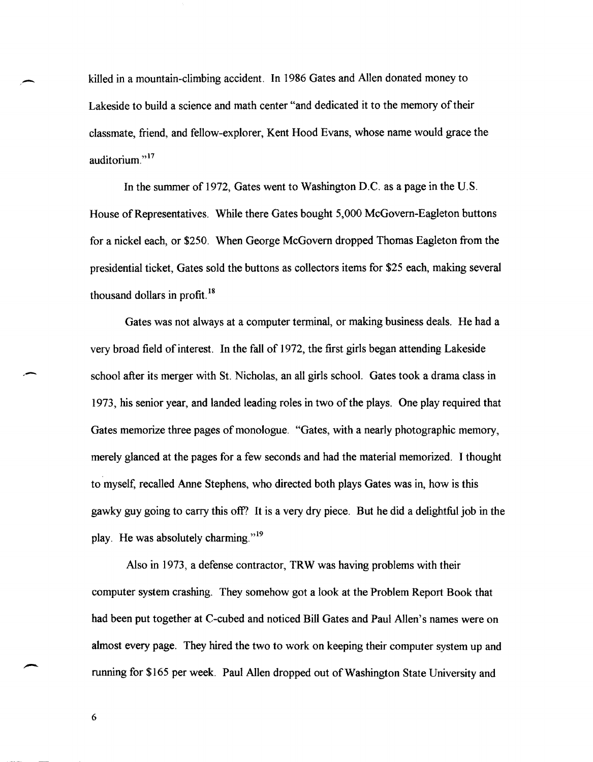killed in a mountain-climbing accident. In 1986 Gates and Allen donated money to Lakeside to build a science and math center "and dedicated it to the memory of their classmate, friend, and fellow-explorer, Kent Hood Evans, whose name would grace the auditorium."[17]

In the summer of 1972, Gates went to Washington D.C. as a page in the U.S. House of Representatives. While there Gates bought 5,000 McGovern-Eagleton buttons for a nickel each, or $250. When George McGovern dropped Thomas Eagleton from the presidential ticket, Gates sold the buttons as collectors items for $25 each, making several thousand dollars in profit.[18]

Gates was not always at a computer terminal, or making business deals. He had a very broad field of interest. In the fall of 1972, the first girls began attending Lakeside school after its merger with St. Nicholas, an all girls school. Gates took a drama class in 1973, his senior year, and landed leading roles in two of the plays. One play required that Gates memorize three pages of monologue. "Gates, with a nearly photographic memory, merely glanced at the pages for a few seconds and had the material memorized. I thought to myself, recalled Anne Stephens, who directed both plays Gates was in, how is this gawky guy going to carry this off? It is a very dry piece. But he did a delightful job in the play. He was absolutely charming."[19]

Also in 1973, a defense contractor, TRW was having problems with their computer system crashing. They somehow got a look at the Problem Report Book that had been put together at C-cubed and noticed Bill Gates and Paul Allen's names were on almost every page. They hired the two to work on keeping their computer system up and running for $165 per week. Paul Allen dropped out of Washington State University and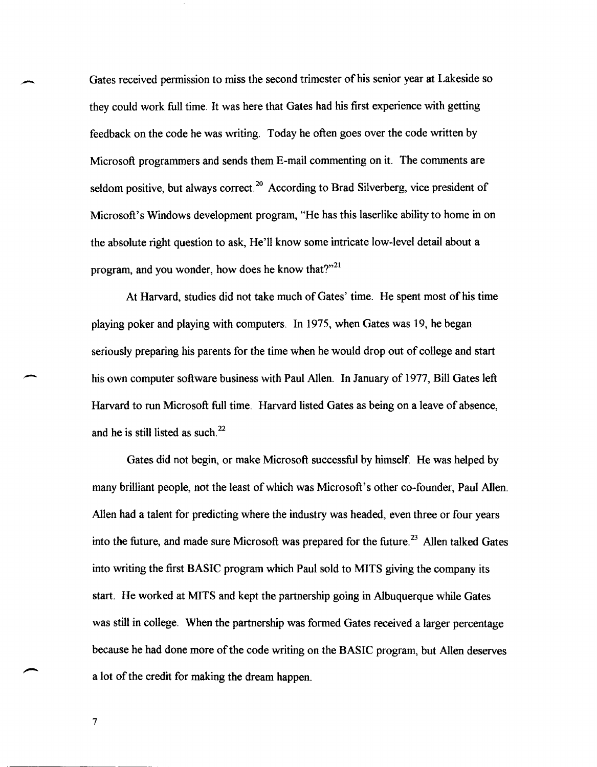Gates received permission to miss the second trimester of his senior year at Lakeside so they could work full time. It was here that Gates had his first experience with getting feedback on the code he was writing. Today he often goes over the code written by Microsoft programmers and sends them E-mail commenting on it. The comments are seldom positive, but always correct.[20] According to Brad Silverberg, vice president of Microsoft's Windows development program, "He has this laserlike ability to home in on the absolute right question to ask, He'll know some intricate low-level detail about a program, and you wonder, how does he know that?"[21]

At Harvard, studies did not take much of Gates' time. He spent most of his time playing poker and playing with computers. In 1975, when Gates was 19, he began seriously preparing his parents for the time when he would drop out of college and start his own computer software business with Paul Allen. In January of 1977, Bill Gates left Harvard to run Microsoft full time. Harvard listed Gates as being on a leave of absence, and he is still listed as such.[22]

Gates did not begin, or make Microsoft successful by himself. He was helped by many brilliant people, not the least of which was Microsoft's other co-founder, Paul Allen. Allen had a talent for predicting where the industry was headed, even three or four years into the future, and made sure Microsoft was prepared for the future.[23] Allen talked Gates into writing the first BASIC program which Paul sold to MITS giving the company its start. He worked at MITS and kept the partnership going in Albuquerque while Gates was still in college. When the partnership was formed Gates received a larger percentage because he had done more of the code writing on the BASIC program, but Allen deserves a lot of the credit for making the dream happen.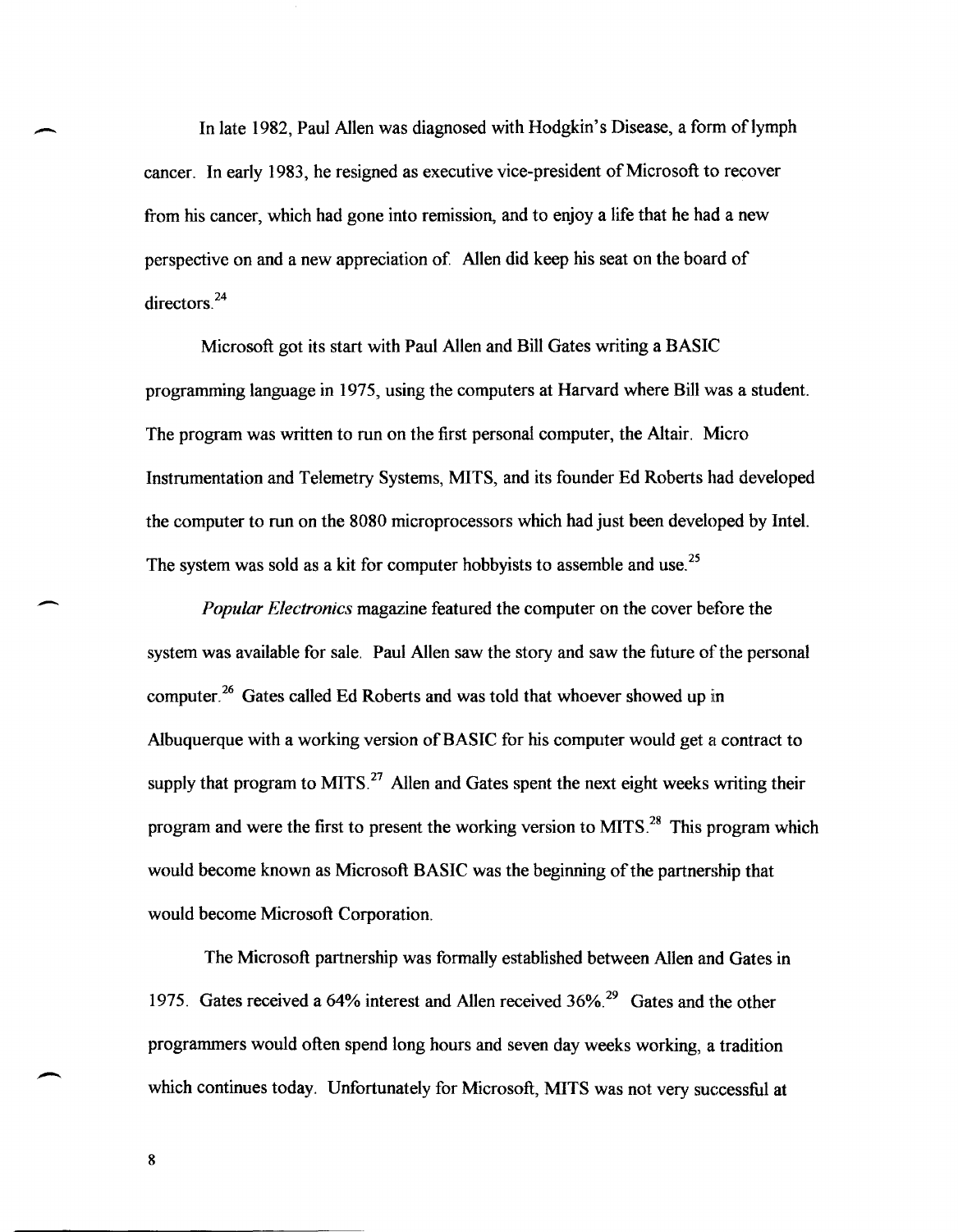In late 1982, Paul Allen was diagnosed with Hodgkin's Disease, a form of lymph cancer. In early 1983, he resigned as executive vice-president of Microsoft to recover from his cancer, which had gone into remission, and to enjoy a life that he had a new perspective on and a new appreciation of. Allen did keep his seat on the board of directors.[24]

Microsoft got its start with Paul Allen and Bill Gates writing a BASIC programming language in 1975, using the computers at Harvard where Bill was a student. The program was written to run on the first personal computer, the Altair. Micro Instrumentation and Telemetry Systems, MITS, and its founder Ed Roberts had developed the computer to run on the 8080 microprocessors which had just been developed by Intel. The system was sold as a kit for computer hobbyists to assemble and use.[25]

*Popular Electronics* magazine featured the computer on the cover before the system was available for sale. Paul Allen saw the story and saw the future of the personal computer.[26] Gates called Ed Roberts and was told that whoever showed up in Albuquerque with a working version of BASIC for his computer would get a contract to supply that program to MITS.[27] Allen and Gates spent the next eight weeks writing their program and were the first to present the working version to MITS.[28] This program which would become known as Microsoft BASIC was the beginning of the partnership that would become Microsoft Corporation.

The Microsoft partnership was formally established between Allen and Gates in 1975. Gates received a 64% interest and Allen received 36%.[29] Gates and the other programmers would often spend long hours and seven day weeks working, a tradition which continues today. Unfortunately for Microsoft, MITS was not very successful at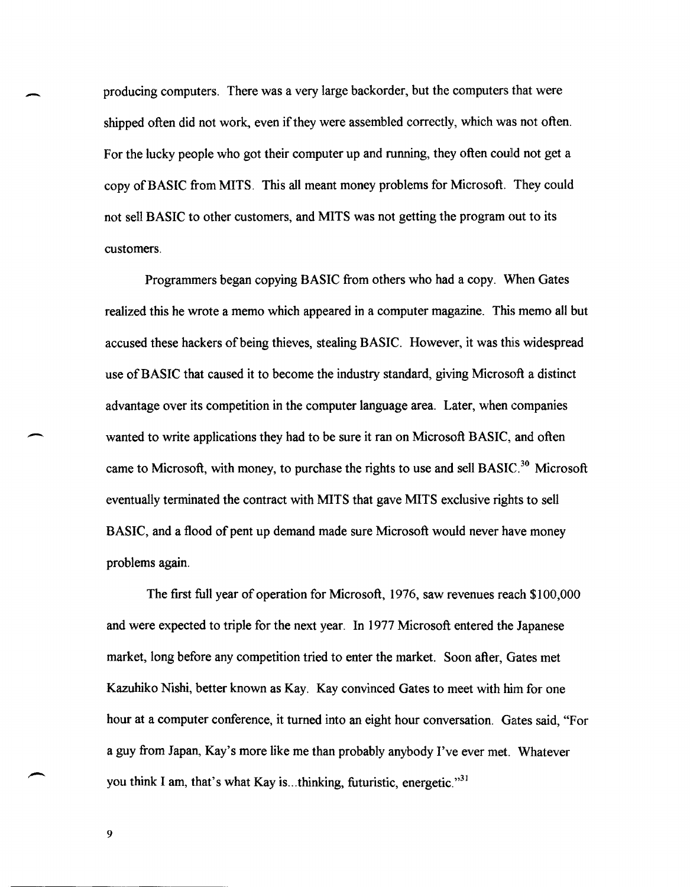producing computers. There was a very large backorder, but the computers that were shipped often did not work, even if they were assembled correctly, which was not often. For the lucky people who got their computer up and running, they often could not get a copy of BASIC from MITS. This all meant money problems for Microsoft. They could not sell BASIC to other customers, and MITS was not getting the program out to its customers.

Programmers began copying BASIC from others who had a copy. When Gates realized this he wrote a memo which appeared in a computer magazine. This memo all but accused these hackers of being thieves, stealing BASIC. However, it was this widespread use of BASIC that caused it to become the industry standard, giving Microsoft a distinct advantage over its competition in the computer language area. Later, when companies wanted to write applications they had to be sure it ran on Microsoft BASIC, and often came to Microsoft, with money, to purchase the rights to use and sell BASIC.[30] Microsoft eventually terminated the contract with MITS that gave MITS exclusive rights to sell BASIC, and a flood of pent up demand made sure Microsoft would never have money problems again.

The first full year of operation for Microsoft, 1976, saw revenues reach $100,000 and were expected to triple for the next year. In 1977 Microsoft entered the Japanese market, long before any competition tried to enter the market. Soon after, Gates met Kazuhiko Nishi, better known as Kay. Kay convinced Gates to meet with him for one hour at a computer conference, it turned into an eight hour conversation. Gates said, "For a guy from Japan, Kay's more like me than probably anybody I've ever met. Whatever you think I am, that's what Kay is...thinking, futuristic, energetic."[31]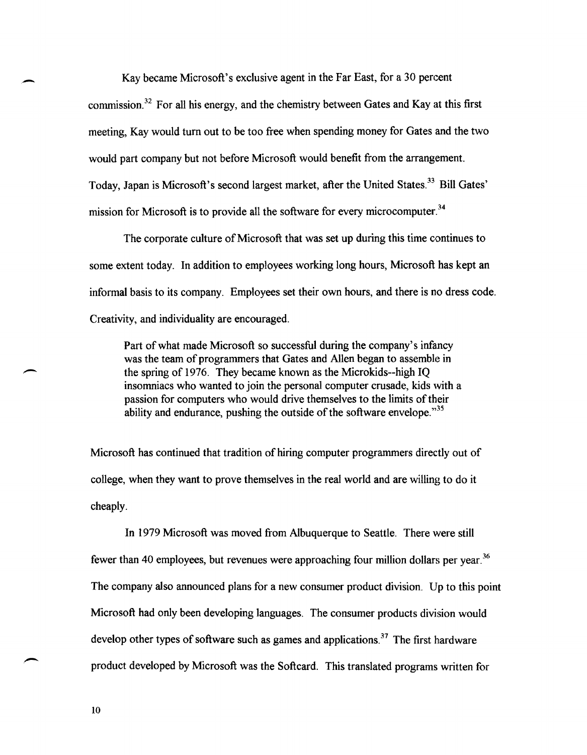Kay became Microsoft's exclusive agent in the Far East, for a 30 percent commission.[32] For all his energy, and the chemistry between Gates and Kay at this first meeting, Kay would turn out to be too free when spending money for Gates and the two would part company but not before Microsoft would benefit from the arrangement. Today, Japan is Microsoft's second largest market, after the United States.[33] Bill Gates' mission for Microsoft is to provide all the software for every microcomputer.[34]

The corporate culture of Microsoft that was set up during this time continues to some extent today. In addition to employees working long hours, Microsoft has kept an informal basis to its company. Employees set their own hours, and there is no dress code. Creativity, and individuality are encouraged.

> Part of what made Microsoft so successful during the company's infancy was the team of programmers that Gates and Allen began to assemble in the spring of 1976. They became known as the Microkids--high IQ insomniacs who wanted to join the personal computer crusade, kids with a passion for computers who would drive themselves to the limits of their ability and endurance, pushing the outside of the software envelope."[35]

Microsoft has continued that tradition of hiring computer programmers directly out of college, when they want to prove themselves in the real world and are willing to do it cheaply.

In 1979 Microsoft was moved from Albuquerque to Seattle. There were still fewer than 40 employees, but revenues were approaching four million dollars per year.[36] The company also announced plans for a new consumer product division. Up to this point Microsoft had only been developing languages. The consumer products division would develop other types of software such as games and applications.[37] The first hardware product developed by Microsoft was the Softcard. This translated programs written for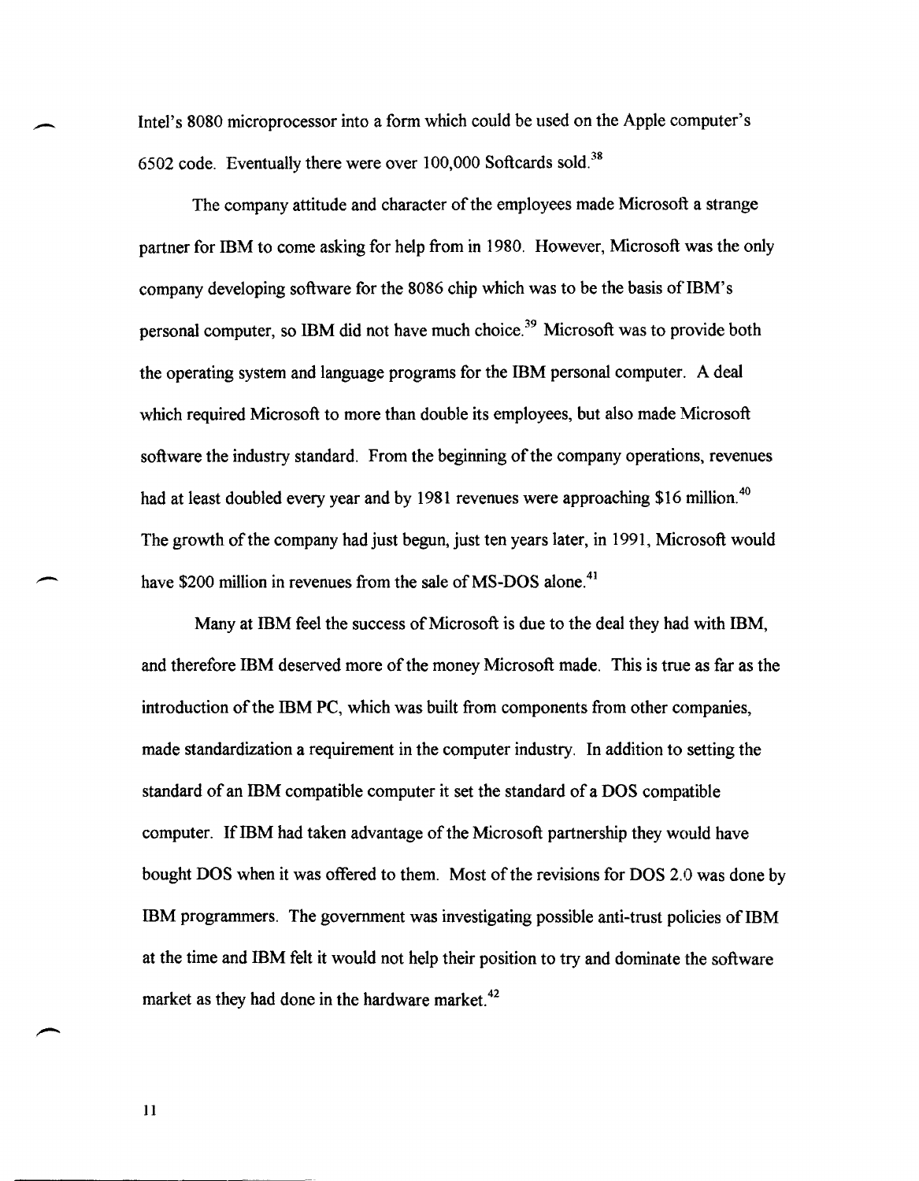Intel's 8080 microprocessor into a form which could be used on the Apple computer's 6502 code. Eventually there were over 100,000 Softcards sold.[38]

The company attitude and character of the employees made Microsoft a strange partner for IBM to come asking for help from in 1980. However, Microsoft was the only company developing software for the 8086 chip which was to be the basis of IBM's personal computer, so IBM did not have much choice.[39] Microsoft was to provide both the operating system and language programs for the IBM personal computer. A deal which required Microsoft to more than double its employees, but also made Microsoft software the industry standard. From the beginning of the company operations, revenues had at least doubled every year and by 1981 revenues were approaching $16 million.[40] The growth of the company had just begun, just ten years later, in 1991, Microsoft would have $200 million in revenues from the sale of MS-DOS alone.[41]

Many at IBM feel the success of Microsoft is due to the deal they had with IBM, and therefore IBM deserved more of the money Microsoft made. This is true as far as the introduction of the IBM PC, which was built from components from other companies, made standardization a requirement in the computer industry. In addition to setting the standard of an IBM compatible computer it set the standard of a DOS compatible computer. If IBM had taken advantage of the Microsoft partnership they would have bought DOS when it was offered to them. Most of the revisions for DOS 2.0 was done by IBM programmers. The government was investigating possible anti-trust policies of IBM at the time and IBM felt it would not help their position to try and dominate the software market as they had done in the hardware market.[42]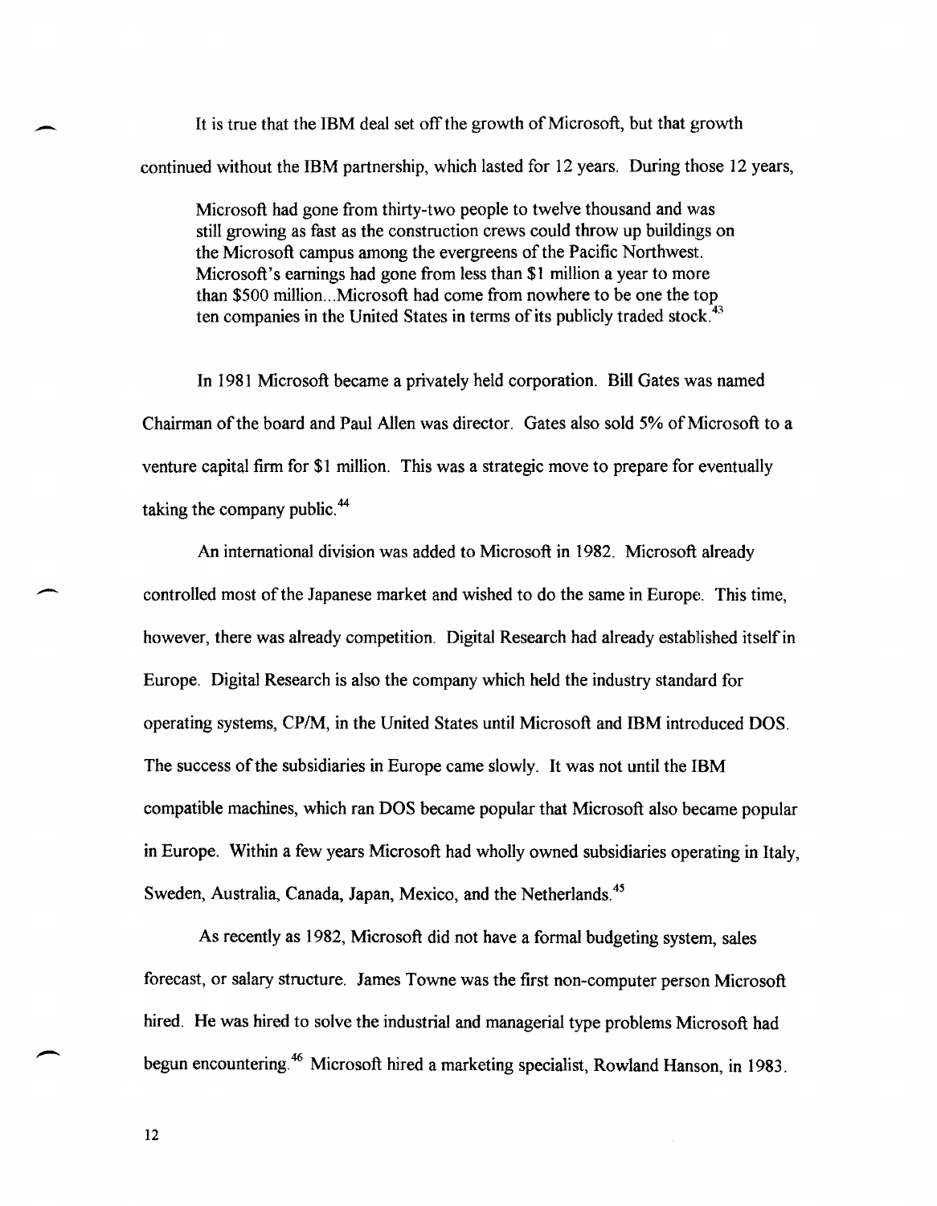It is true that the IBM deal set off the growth of Microsoft, but that growth continued without the IBM partnership, which lasted for 12 years. During those 12 years,

> Microsoft had gone from thirty-two people to twelve thousand and was still growing as fast as the construction crews could throw up buildings on the Microsoft campus among the evergreens of the Pacific Northwest. Microsoft's earnings had gone from less than $1 million a year to more than $500 million...Microsoft had come from nowhere to be one the top ten companies in the United States in terms of its publicly traded stock.[43]

In 1981 Microsoft became a privately held corporation. Bill Gates was named Chairman of the board and Paul Allen was director. Gates also sold 5% of Microsoft to a venture capital firm for $1 million. This was a strategic move to prepare for eventually taking the company public.[44]

An international division was added to Microsoft in 1982. Microsoft already controlled most of the Japanese market and wished to do the same in Europe. This time, however, there was already competition. Digital Research had already established itself in Europe. Digital Research is also the company which held the industry standard for operating systems, CP/M, in the United States until Microsoft and IBM introduced DOS. The success of the subsidiaries in Europe came slowly. It was not until the IBM compatible machines, which ran DOS became popular that Microsoft also became popular in Europe. Within a few years Microsoft had wholly owned subsidiaries operating in Italy, Sweden, Australia, Canada, Japan, Mexico, and the Netherlands.[45]

As recently as 1982, Microsoft did not have a formal budgeting system, sales forecast, or salary structure. James Towne was the first non-computer person Microsoft hired. He was hired to solve the industrial and managerial type problems Microsoft had begun encountering.[46] Microsoft hired a marketing specialist, Rowland Hanson, in 1983.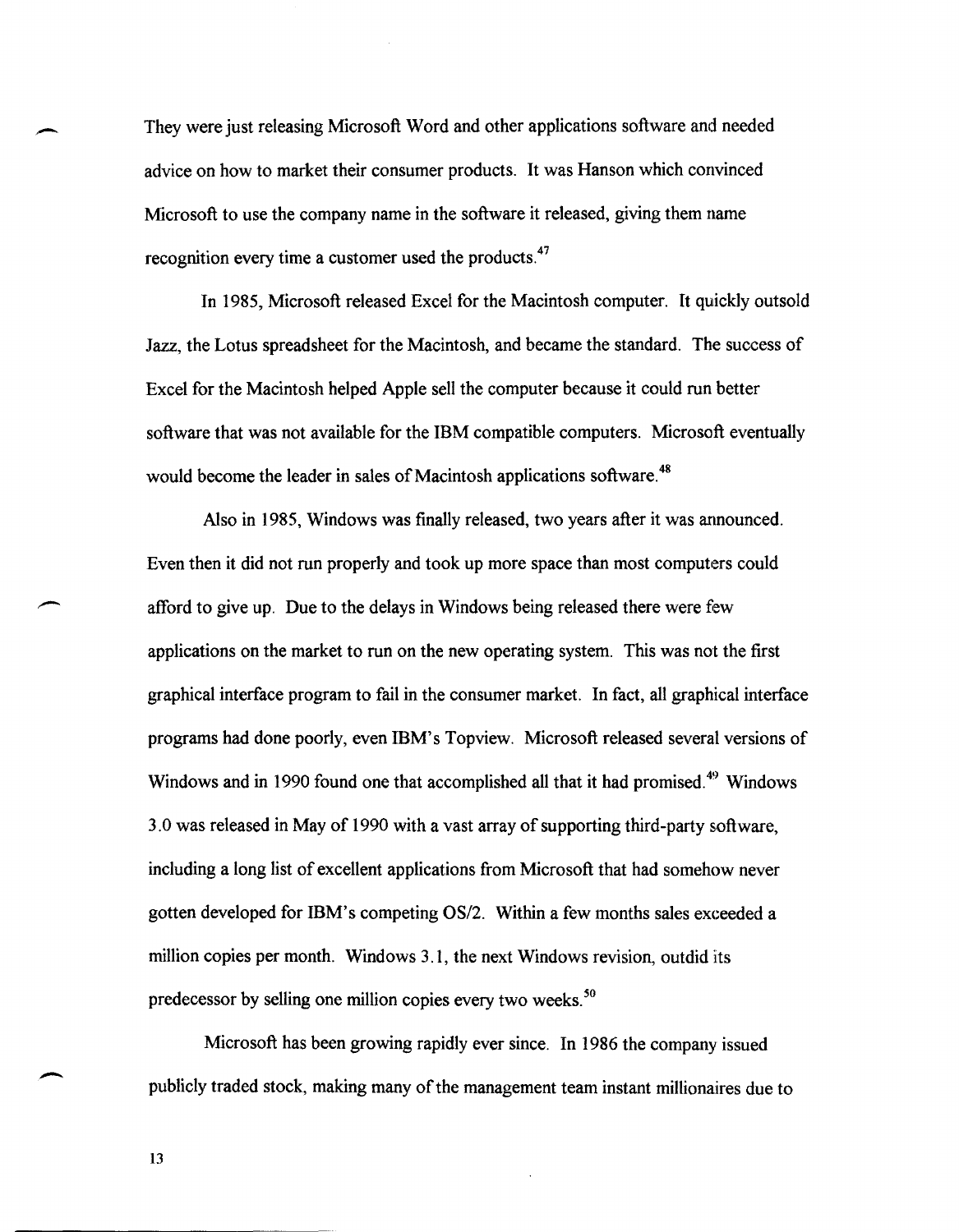They were just releasing Microsoft Word and other applications software and needed advice on how to market their consumer products. It was Hanson which convinced Microsoft to use the company name in the software it released, giving them name recognition every time a customer used the products.[47]

In 1985, Microsoft released Excel for the Macintosh computer. It quickly outsold Jazz, the Lotus spreadsheet for the Macintosh, and became the standard. The success of Excel for the Macintosh helped Apple sell the computer because it could run better software that was not available for the IBM compatible computers. Microsoft eventually would become the leader in sales of Macintosh applications software.[48]

Also in 1985, Windows was finally released, two years after it was announced. Even then it did not run properly and took up more space than most computers could afford to give up. Due to the delays in Windows being released there were few applications on the market to run on the new operating system. This was not the first graphical interface program to fail in the consumer market. In fact, all graphical interface programs had done poorly, even IBM's Topview. Microsoft released several versions of Windows and in 1990 found one that accomplished all that it had promised.[49] Windows 3.0 was released in May of 1990 with a vast array of supporting third-party software, including a long list of excellent applications from Microsoft that had somehow never gotten developed for IBM's competing OS/2. Within a few months sales exceeded a million copies per month. Windows 3.1, the next Windows revision, outdid its predecessor by selling one million copies every two weeks.[50]

Microsoft has been growing rapidly ever since. In 1986 the company issued publicly traded stock, making many of the management team instant millionaires due to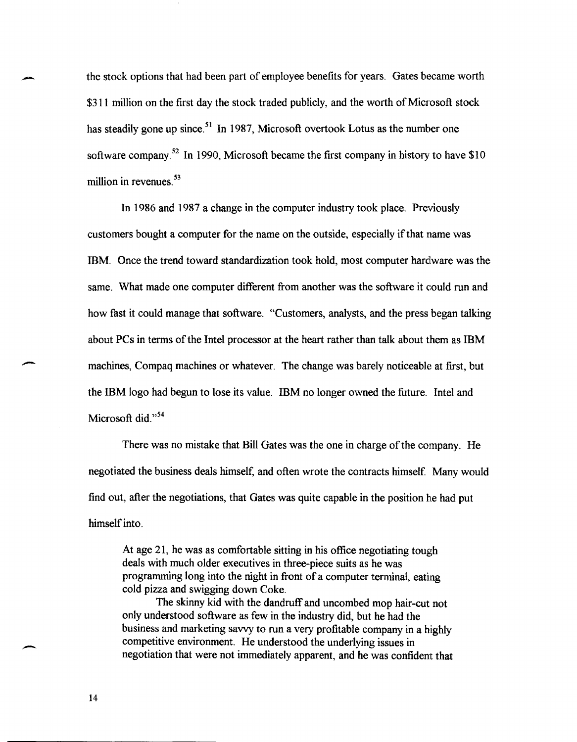the stock options that had been part of employee benefits for years. Gates became worth $311 million on the first day the stock traded publicly, and the worth of Microsoft stock has steadily gone up since.[51] In 1987, Microsoft overtook Lotus as the number one software company.[52] In 1990, Microsoft became the first company in history to have $10 million in revenues.[53]

In 1986 and 1987 a change in the computer industry took place. Previously customers bought a computer for the name on the outside, especially if that name was IBM. Once the trend toward standardization took hold, most computer hardware was the same. What made one computer different from another was the software it could run and how fast it could manage that software. "Customers, analysts, and the press began talking about PCs in terms of the Intel processor at the heart rather than talk about them as IBM machines, Compaq machines or whatever. The change was barely noticeable at first, but the IBM logo had begun to lose its value. IBM no longer owned the future. Intel and Microsoft did."[54]

There was no mistake that Bill Gates was the one in charge of the company. He negotiated the business deals himself, and often wrote the contracts himself. Many would find out, after the negotiations, that Gates was quite capable in the position he had put himself into.

> At age 21, he was as comfortable sitting in his office negotiating tough deals with much older executives in three-piece suits as he was programming long into the night in front of a computer terminal, eating cold pizza and swigging down Coke.
>
> The skinny kid with the dandruff and uncombed mop hair-cut not only understood software as few in the industry did, but he had the business and marketing savvy to run a very profitable company in a highly competitive environment. He understood the underlying issues in negotiation that were not immediately apparent, and he was confident that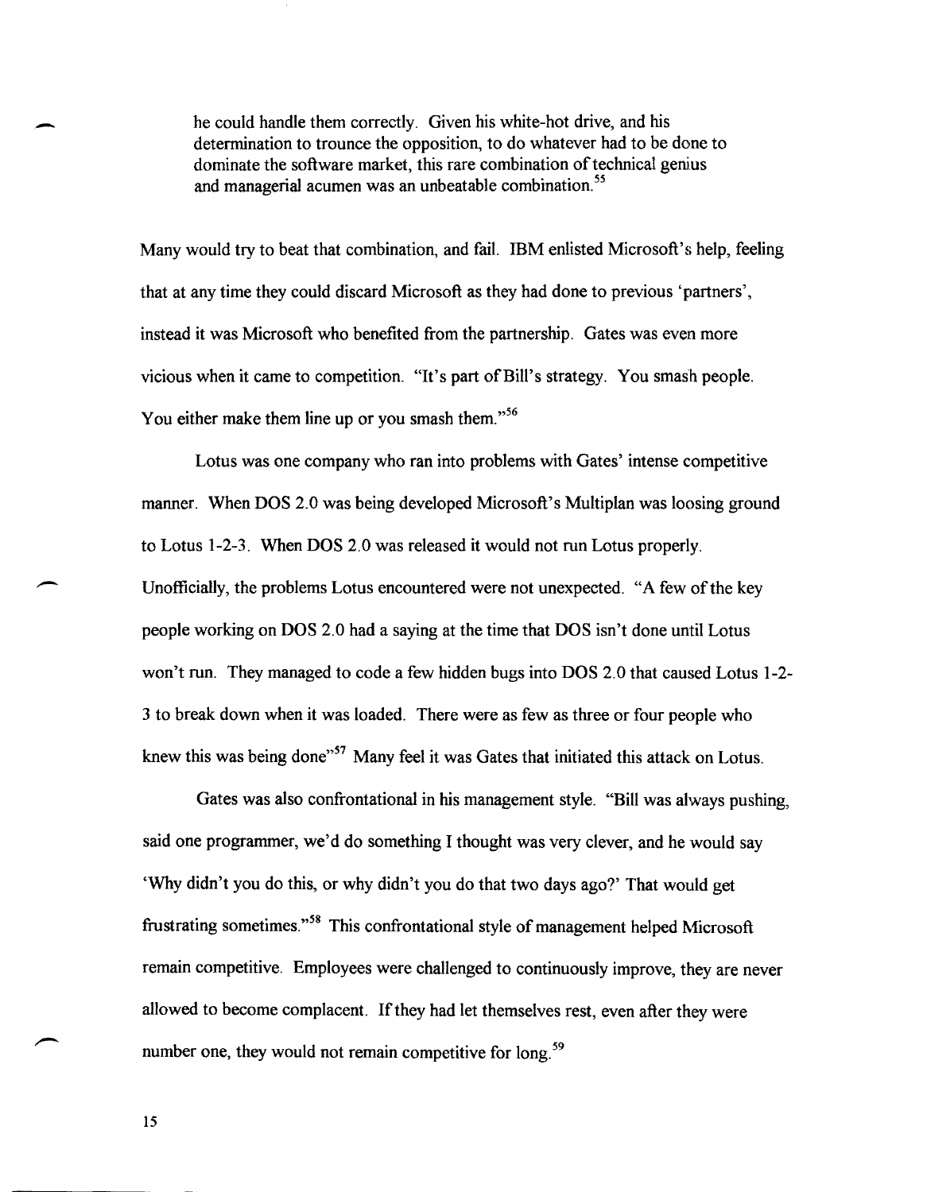> he could handle them correctly. Given his white-hot drive, and his determination to trounce the opposition, to do whatever had to be done to dominate the software market, this rare combination of technical genius and managerial acumen was an unbeatable combination.[55]

Many would try to beat that combination, and fail. IBM enlisted Microsoft's help, feeling that at any time they could discard Microsoft as they had done to previous 'partners', instead it was Microsoft who benefited from the partnership. Gates was even more vicious when it came to competition. "It's part of Bill's strategy. You smash people. You either make them line up or you smash them."[56]

Lotus was one company who ran into problems with Gates' intense competitive manner. When DOS 2.0 was being developed Microsoft's Multiplan was loosing ground to Lotus 1-2-3. When DOS 2.0 was released it would not run Lotus properly. Unofficially, the problems Lotus encountered were not unexpected. "A few of the key people working on DOS 2.0 had a saying at the time that DOS isn't done until Lotus won't run. They managed to code a few hidden bugs into DOS 2.0 that caused Lotus 1-2-3 to break down when it was loaded. There were as few as three or four people who knew this was being done"[57] Many feel it was Gates that initiated this attack on Lotus.

Gates was also confrontational in his management style. "Bill was always pushing, said one programmer, we'd do something I thought was very clever, and he would say 'Why didn't you do this, or why didn't you do that two days ago?' That would get frustrating sometimes."[58] This confrontational style of management helped Microsoft remain competitive. Employees were challenged to continuously improve, they are never allowed to become complacent. If they had let themselves rest, even after they were number one, they would not remain competitive for long.[59]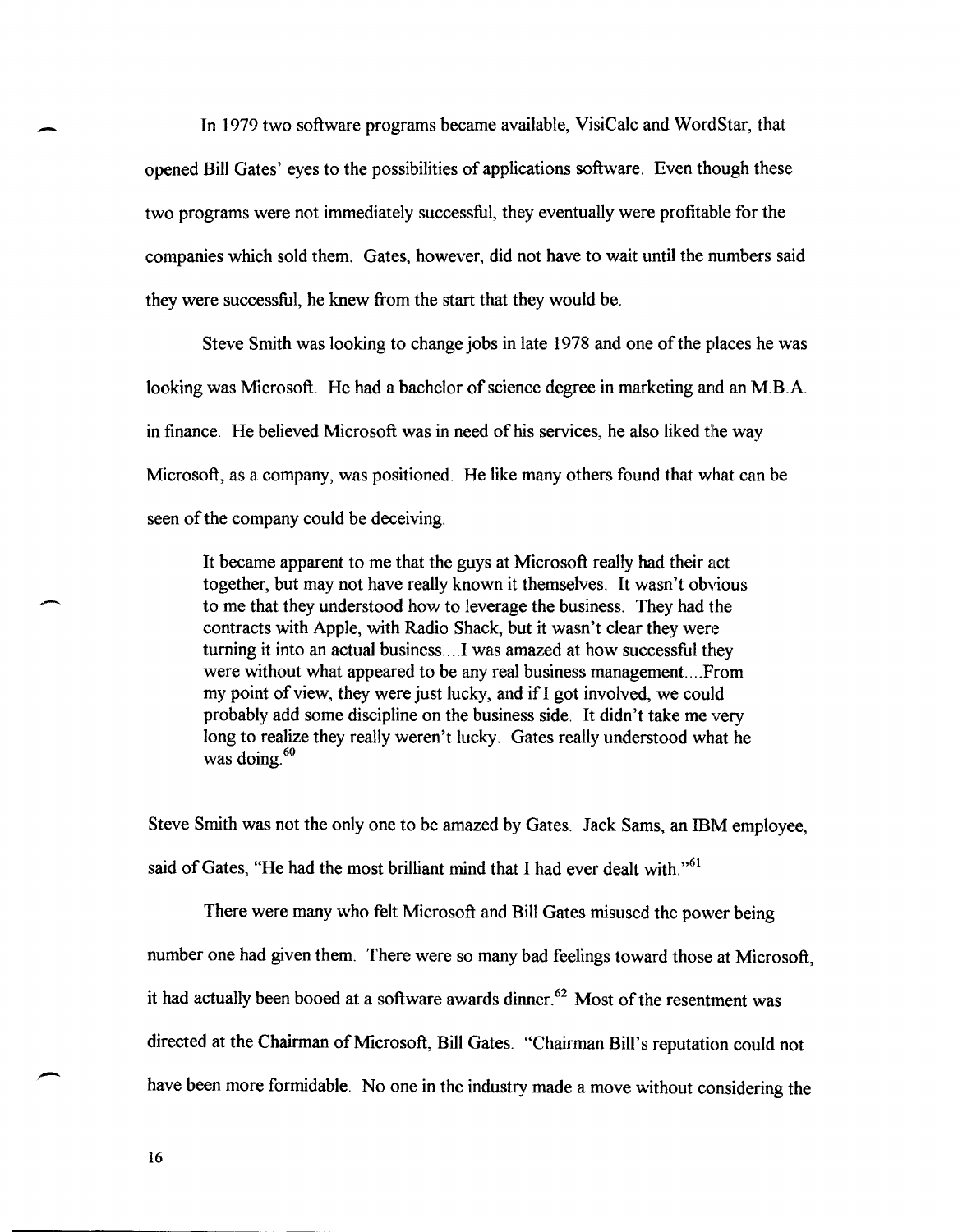In 1979 two software programs became available, VisiCalc and WordStar, that opened Bill Gates' eyes to the possibilities of applications software. Even though these two programs were not immediately successful, they eventually were profitable for the companies which sold them. Gates, however, did not have to wait until the numbers said they were successful, he knew from the start that they would be.

Steve Smith was looking to change jobs in late 1978 and one of the places he was looking was Microsoft. He had a bachelor of science degree in marketing and an M.B.A. in finance. He believed Microsoft was in need of his services, he also liked the way Microsoft, as a company, was positioned. He like many others found that what can be seen of the company could be deceiving.

> It became apparent to me that the guys at Microsoft really had their act together, but may not have really known it themselves. It wasn't obvious to me that they understood how to leverage the business. They had the contracts with Apple, with Radio Shack, but it wasn't clear they were turning it into an actual business....I was amazed at how successful they were without what appeared to be any real business management....From my point of view, they were just lucky, and if I got involved, we could probably add some discipline on the business side. It didn't take me very long to realize they really weren't lucky. Gates really understood what he was doing.[60]

Steve Smith was not the only one to be amazed by Gates. Jack Sams, an IBM employee, said of Gates, "He had the most brilliant mind that I had ever dealt with."[61]

There were many who felt Microsoft and Bill Gates misused the power being number one had given them. There were so many bad feelings toward those at Microsoft, it had actually been booed at a software awards dinner.[62] Most of the resentment was directed at the Chairman of Microsoft, Bill Gates. "Chairman Bill's reputation could not have been more formidable. No one in the industry made a move without considering the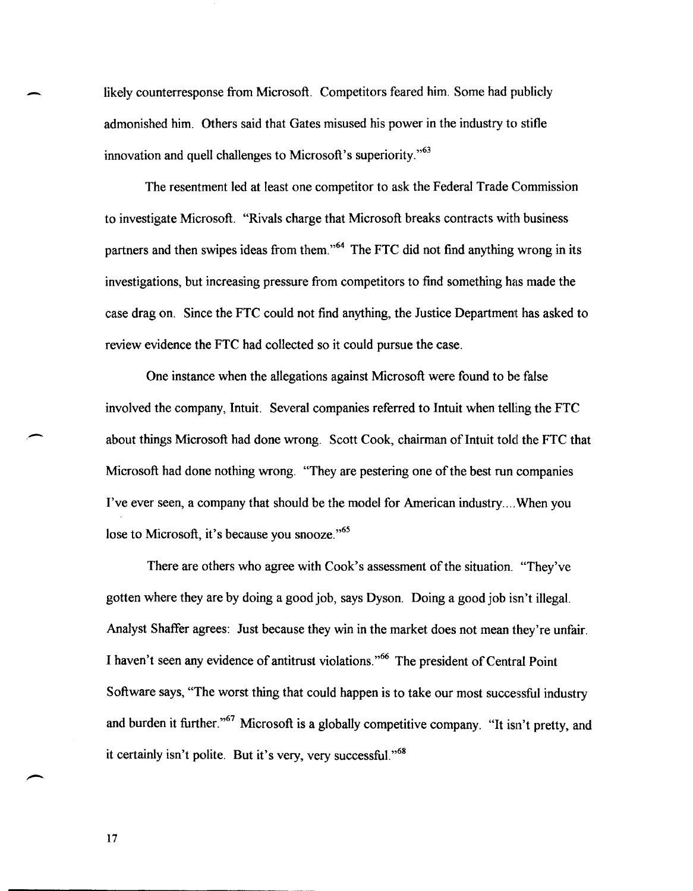likely counterresponse from Microsoft. Competitors feared him. Some had publicly admonished him. Others said that Gates misused his power in the industry to stifle innovation and quell challenges to Microsoft's superiority."[63]

The resentment led at least one competitor to ask the Federal Trade Commission to investigate Microsoft. "Rivals charge that Microsoft breaks contracts with business partners and then swipes ideas from them."[64] The FTC did not find anything wrong in its investigations, but increasing pressure from competitors to find something has made the case drag on. Since the FTC could not find anything, the Justice Department has asked to review evidence the FTC had collected so it could pursue the case.

One instance when the allegations against Microsoft were found to be false involved the company, Intuit. Several companies referred to Intuit when telling the FTC about things Microsoft had done wrong. Scott Cook, chairman of Intuit told the FTC that Microsoft had done nothing wrong. "They are pestering one of the best run companies I've ever seen, a company that should be the model for American industry....When you lose to Microsoft, it's because you snooze."[65]

There are others who agree with Cook's assessment of the situation. "They've gotten where they are by doing a good job, says Dyson. Doing a good job isn't illegal. Analyst Shaffer agrees: Just because they win in the market does not mean they're unfair. I haven't seen any evidence of antitrust violations."[66] The president of Central Point Software says, "The worst thing that could happen is to take our most successful industry and burden it further."[67] Microsoft is a globally competitive company. "It isn't pretty, and it certainly isn't polite. But it's very, very successful."[68]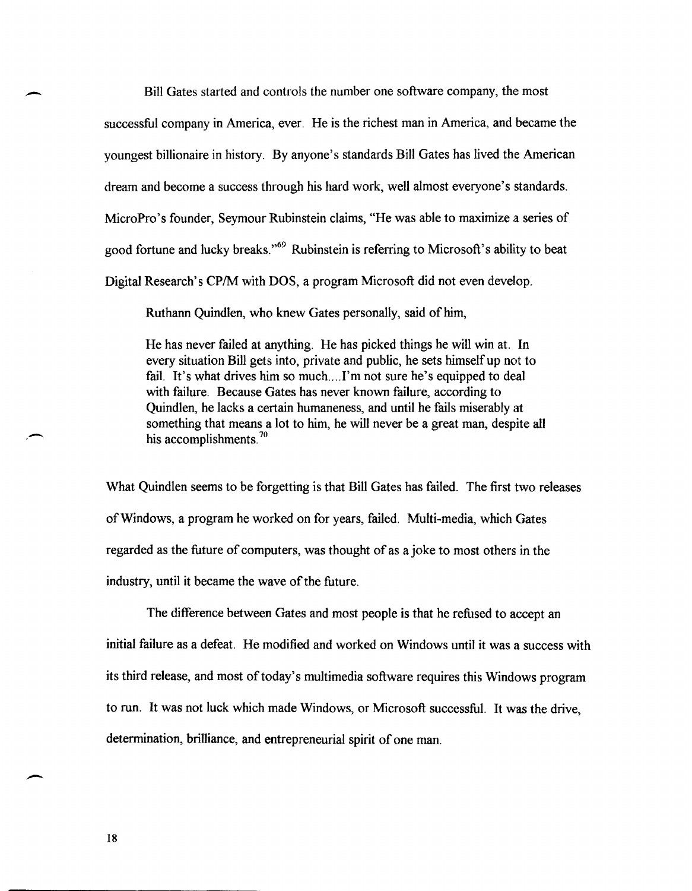Bill Gates started and controls the number one software company, the most successful company in America, ever. He is the richest man in America, and became the youngest billionaire in history. By anyone's standards Bill Gates has lived the American dream and become a success through his hard work, well almost everyone's standards. MicroPro's founder, Seymour Rubinstein claims, "He was able to maximize a series of good fortune and lucky breaks."[69] Rubinstein is referring to Microsoft's ability to beat Digital Research's CP/M with DOS, a program Microsoft did not even develop.

Ruthann Quindlen, who knew Gates personally, said of him,

> He has never failed at anything. He has picked things he will win at. In every situation Bill gets into, private and public, he sets himself up not to fail. It's what drives him so much....I'm not sure he's equipped to deal with failure. Because Gates has never known failure, according to Quindlen, he lacks a certain humaneness, and until he fails miserably at something that means a lot to him, he will never be a great man, despite all his accomplishments.[70]

What Quindlen seems to be forgetting is that Bill Gates has failed. The first two releases of Windows, a program he worked on for years, failed. Multi-media, which Gates regarded as the future of computers, was thought of as a joke to most others in the industry, until it became the wave of the future.

The difference between Gates and most people is that he refused to accept an initial failure as a defeat. He modified and worked on Windows until it was a success with its third release, and most of today's multimedia software requires this Windows program to run. It was not luck which made Windows, or Microsoft successful. It was the drive, determination, brilliance, and entrepreneurial spirit of one man.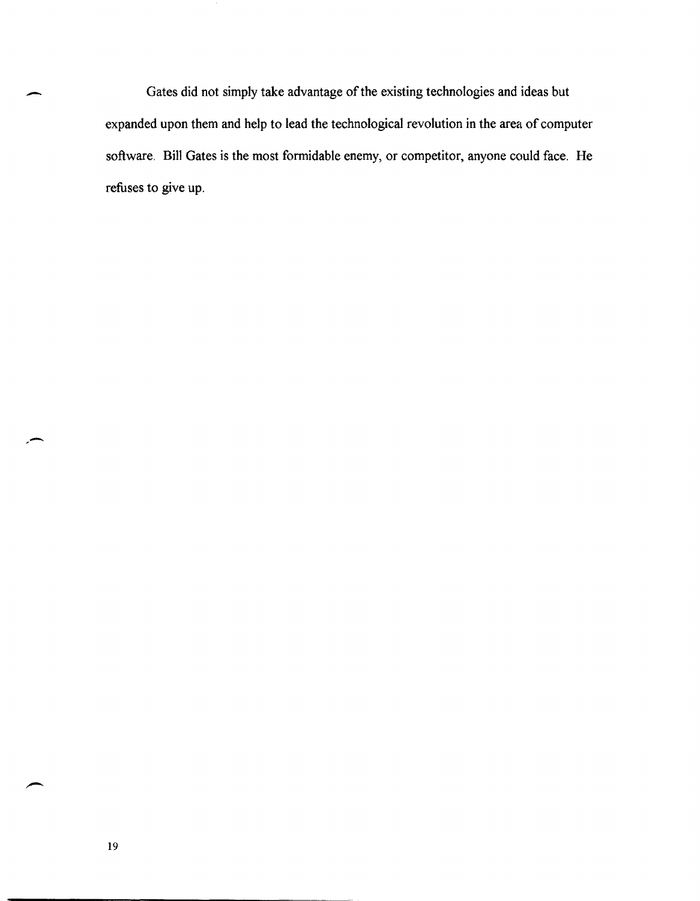Gates did not simply take advantage of the existing technologies and ideas but expanded upon them and help to lead the technological revolution in the area of computer software. Bill Gates is the most formidable enemy, or competitor, anyone could face. He refuses to give up.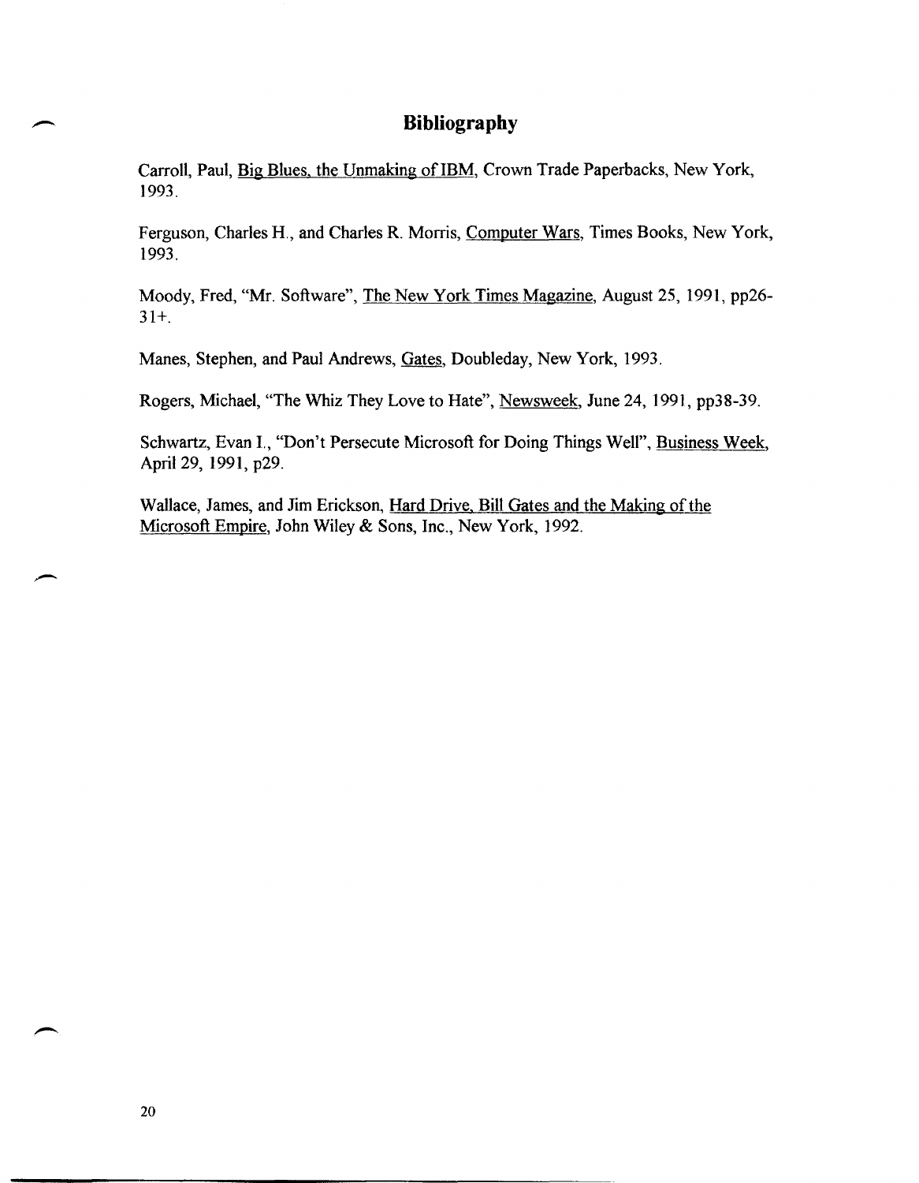# Bibliography

Carroll, Paul, Big Blues, the Unmaking of IBM, Crown Trade Paperbacks, New York, 1993.

Ferguson, Charles H., and Charles R. Morris, Computer Wars, Times Books, New York, 1993.

Moody, Fred, "Mr. Software", The New York Times Magazine, August 25, 1991, pp26-31+.

Manes, Stephen, and Paul Andrews, Gates, Doubleday, New York, 1993.

Rogers, Michael, "The Whiz They Love to Hate", Newsweek, June 24, 1991, pp38-39.

Schwartz, Evan I., "Don't Persecute Microsoft for Doing Things Well", Business Week, April 29, 1991, p29.

Wallace, James, and Jim Erickson, Hard Drive, Bill Gates and the Making of the Microsoft Empire, John Wiley & Sons, Inc., New York, 1992.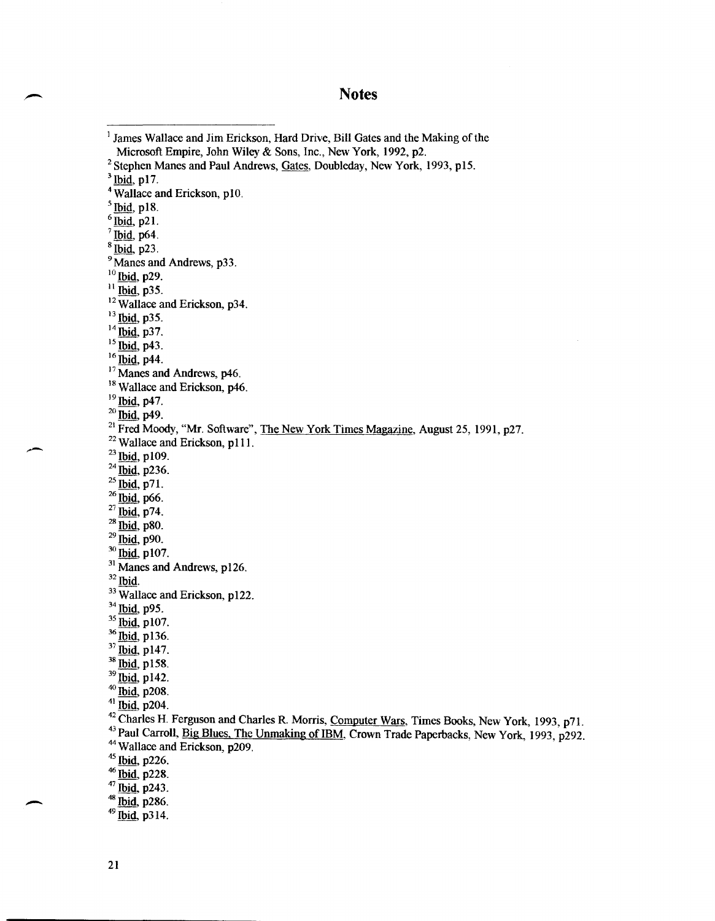# Notes

[1] James Wallace and Jim Erickson, Hard Drive, Bill Gates and the Making of the Microsoft Empire, John Wiley & Sons, Inc., New York, 1992, p2.
[2] Stephen Manes and Paul Andrews, Gates, Doubleday, New York, 1993, p15.
[3] Ibid, p17.
[4] Wallace and Erickson, p10.
[5] Ibid, p18.
[6] Ibid, p21.
[7] Ibid, p64.
[8] Ibid, p23.
[9] Manes and Andrews, p33.
[10] Ibid, p29.
[11] Ibid, p35.
[12] Wallace and Erickson, p34.
[13] Ibid, p35.
[14] Ibid, p37.
[15] Ibid, p43.
[16] Ibid, p44.
[17] Manes and Andrews, p46.
[18] Wallace and Erickson, p46.
[19] Ibid, p47.
[20] Ibid, p49.
[21] Fred Moody, "Mr. Software", The New York Times Magazine, August 25, 1991, p27.
[22] Wallace and Erickson, p111.
[23] Ibid, p109.
[24] Ibid, p236.
[25] Ibid, p71.
[26] Ibid, p66.
[27] Ibid, p74.
[28] Ibid, p80.
[29] Ibid, p90.
[30] Ibid, p107.
[31] Manes and Andrews, p126.
[32] Ibid.
[33] Wallace and Erickson, p122.
[34] Ibid, p95.
[35] Ibid, p107.
[36] Ibid, p136.
[37] Ibid, p147.
[38] Ibid, p158.
[39] Ibid, p142.
[40] Ibid, p208.
[41] Ibid, p204.
[42] Charles H. Ferguson and Charles R. Morris, Computer Wars, Times Books, New York, 1993, p71.
[43] Paul Carroll, Big Blues, The Unmaking of IBM, Crown Trade Paperbacks, New York, 1993, p292.
[44] Wallace and Erickson, p209.
[45] Ibid, p226.
[46] Ibid, p228.
[47] Ibid, p243.
[48] Ibid, p286.
[49] Ibid, p314.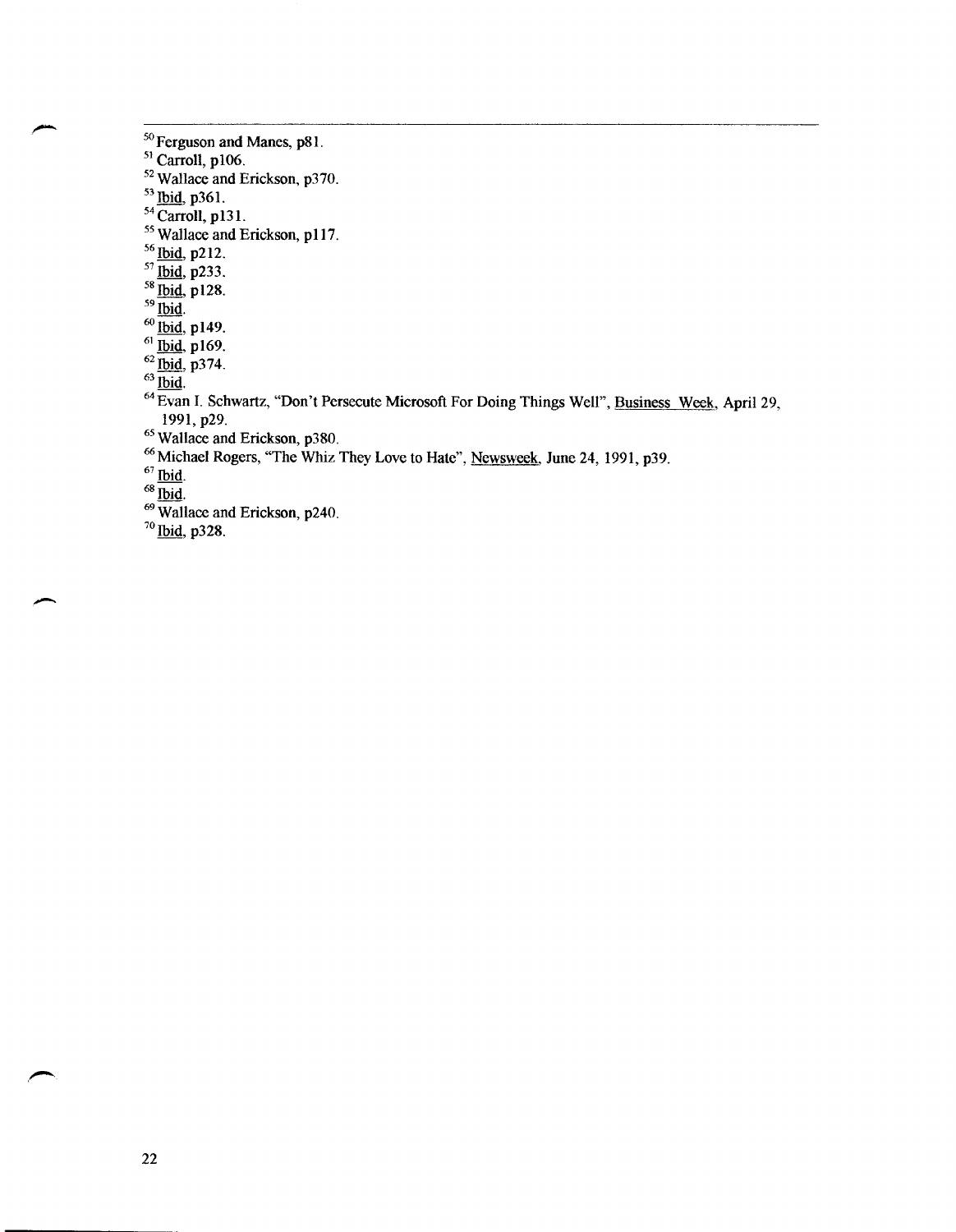[50] Ferguson and Manes, p81.

[51] Carroll, p106.

[52] Wallace and Erickson, p370.

[53] Ibid, p361.

[54] Carroll, p131.

[55] Wallace and Erickson, p117.

[56] Ibid, p212.

[57] Ibid, p233.

[58] Ibid, p128.

[59] Ibid.

[60] Ibid, p149.

[61] Ibid, p169.

[62] Ibid, p374.

[63] Ibid.

[64] Evan I. Schwartz, "Don't Persecute Microsoft For Doing Things Well", Business Week, April 29, 1991, p29.

[65] Wallace and Erickson, p380.

[66] Michael Rogers, "The Whiz They Love to Hate", Newsweek, June 24, 1991, p39.

[67] Ibid.

[68] Ibid.

[69] Wallace and Erickson, p240.

[70] Ibid, p328.